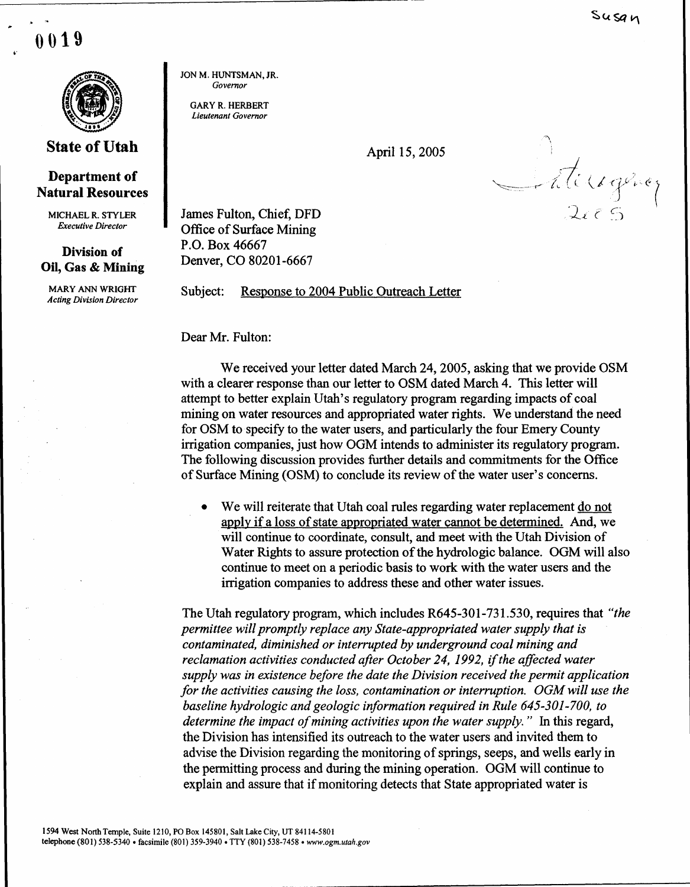Susan

0019

**State of Utah**

**Department of Natural Resources**

MICHAEL R. STYLER
*Executive Director*

**Division of Oil, Gas & Mining**

MARY ANN WRIGHT
*Acting Division Director*

JON M. HUNTSMAN, JR.
*Governor*

GARY R. HERBERT
*Lieutenant Governor*

April 15, 2005

James Fulton, Chief, DFD
Office of Surface Mining
P.O. Box 46667
Denver, CO 80201-6667

Subject: Response to 2004 Public Outreach Letter

Dear Mr. Fulton:

We received your letter dated March 24, 2005, asking that we provide OSM with a clearer response than our letter to OSM dated March 4. This letter will attempt to better explain Utah's regulatory program regarding impacts of coal mining on water resources and appropriated water rights. We understand the need for OSM to specify to the water users, and particularly the four Emery County irrigation companies, just how OGM intends to administer its regulatory program. The following discussion provides further details and commitments for the Office of Surface Mining (OSM) to conclude its review of the water user's concerns.

- We will reiterate that Utah coal rules regarding water replacement do not apply if a loss of state appropriated water cannot be determined. And, we will continue to coordinate, consult, and meet with the Utah Division of Water Rights to assure protection of the hydrologic balance. OGM will also continue to meet on a periodic basis to work with the water users and the irrigation companies to address these and other water issues.

The Utah regulatory program, which includes R645-301-731.530, requires that *"the permittee will promptly replace any State-appropriated water supply that is contaminated, diminished or interrupted by underground coal mining and reclamation activities conducted after October 24, 1992, if the affected water supply was in existence before the date the Division received the permit application for the activities causing the loss, contamination or interruption. OGM will use the baseline hydrologic and geologic information required in Rule 645-301-700, to determine the impact of mining activities upon the water supply."* In this regard, the Division has intensified its outreach to the water users and invited them to advise the Division regarding the monitoring of springs, seeps, and wells early in the permitting process and during the mining operation. OGM will continue to explain and assure that if monitoring detects that State appropriated water is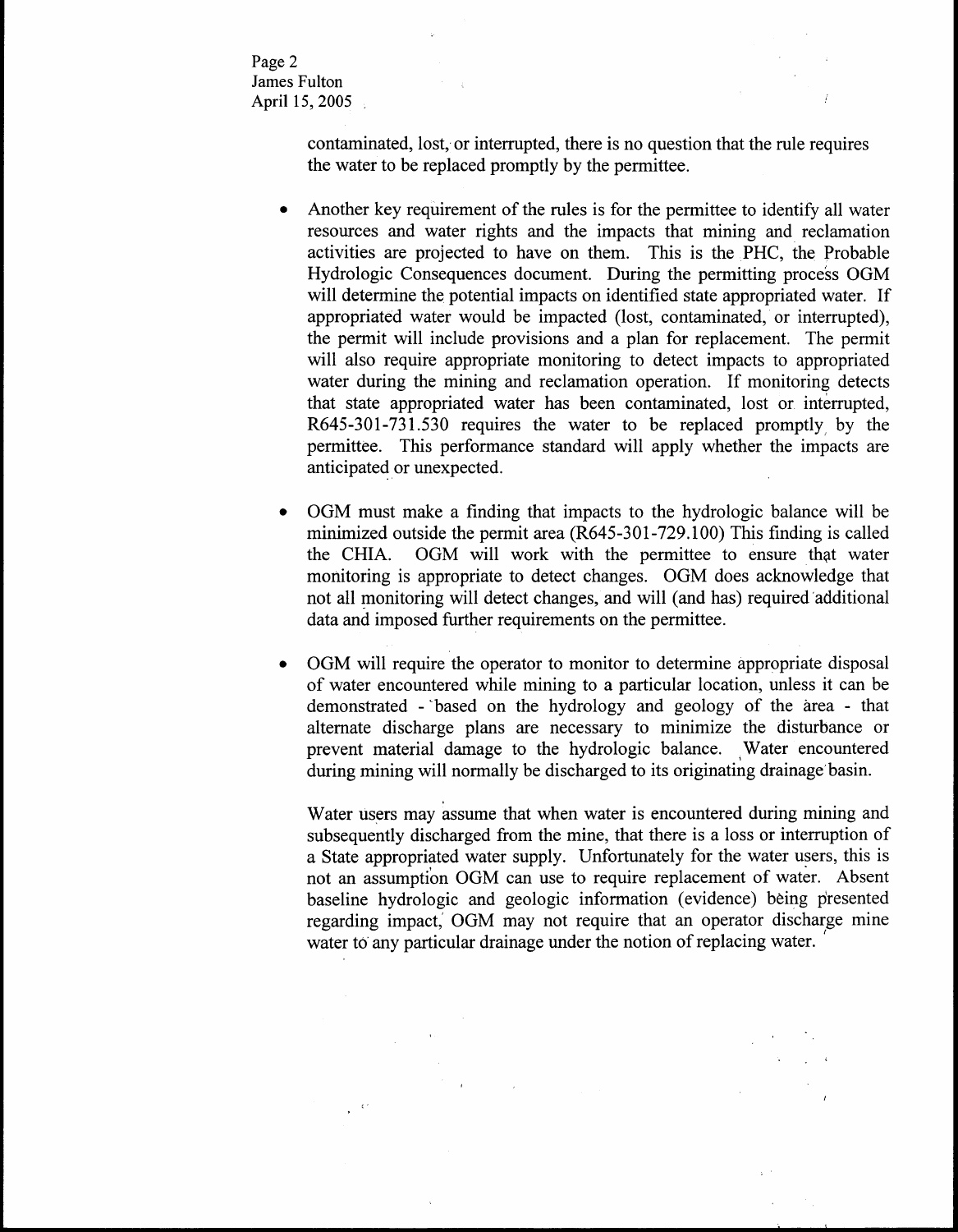contaminated, lost, or interrupted, there is no question that the rule requires the water to be replaced promptly by the permittee.

- Another key requirement of the rules is for the permittee to identify all water resources and water rights and the impacts that mining and reclamation activities are projected to have on them. This is the PHC, the Probable Hydrologic Consequences document. During the permitting process OGM will determine the potential impacts on identified state appropriated water. If appropriated water would be impacted (lost, contaminated, or interrupted), the permit will include provisions and a plan for replacement. The permit will also require appropriate monitoring to detect impacts to appropriated water during the mining and reclamation operation. If monitoring detects that state appropriated water has been contaminated, lost or interrupted, R645-301-731.530 requires the water to be replaced promptly by the permittee. This performance standard will apply whether the impacts are anticipated or unexpected.

- OGM must make a finding that impacts to the hydrologic balance will be minimized outside the permit area (R645-301-729.100) This finding is called the CHIA. OGM will work with the permittee to ensure that water monitoring is appropriate to detect changes. OGM does acknowledge that not all monitoring will detect changes, and will (and has) required additional data and imposed further requirements on the permittee.

- OGM will require the operator to monitor to determine appropriate disposal of water encountered while mining to a particular location, unless it can be demonstrated - based on the hydrology and geology of the area - that alternate discharge plans are necessary to minimize the disturbance or prevent material damage to the hydrologic balance. Water encountered during mining will normally be discharged to its originating drainage basin.

  Water users may assume that when water is encountered during mining and subsequently discharged from the mine, that there is a loss or interruption of a State appropriated water supply. Unfortunately for the water users, this is not an assumption OGM can use to require replacement of water. Absent baseline hydrologic and geologic information (evidence) being presented regarding impact, OGM may not require that an operator discharge mine water to any particular drainage under the notion of replacing water.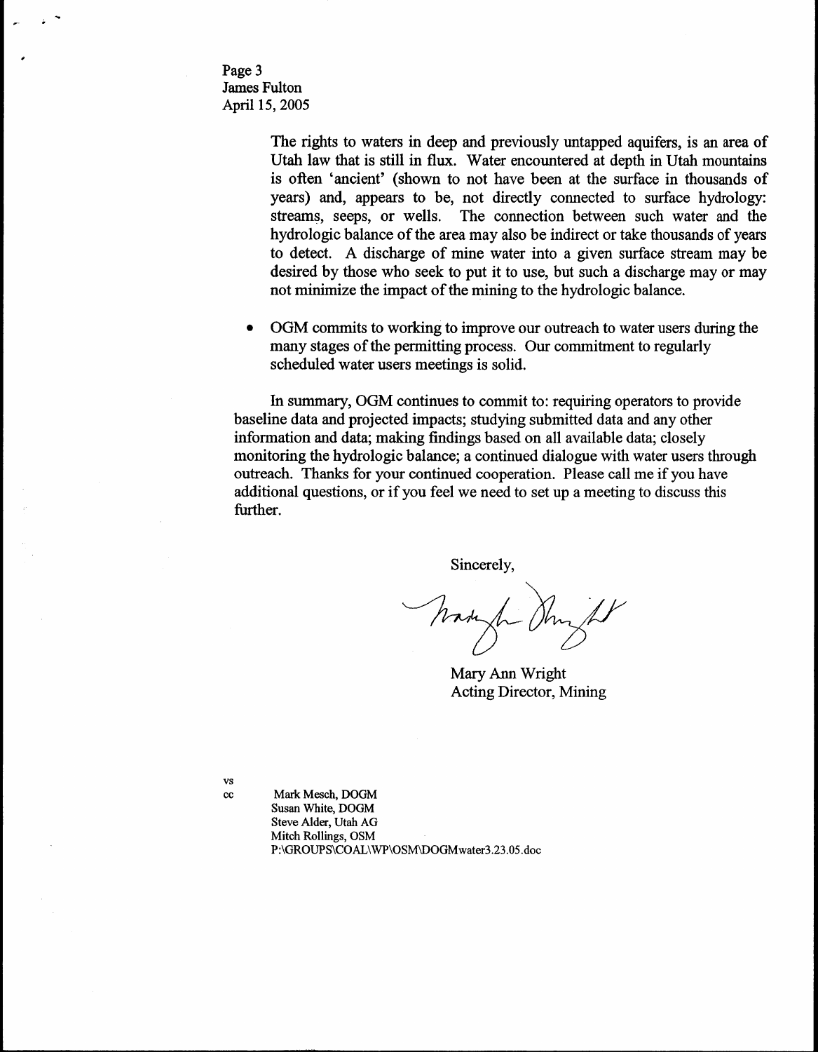Page 3
James Fulton
April 15, 2005

The rights to waters in deep and previously untapped aquifers, is an area of Utah law that is still in flux. Water encountered at depth in Utah mountains is often 'ancient' (shown to not have been at the surface in thousands of years) and, appears to be, not directly connected to surface hydrology: streams, seeps, or wells. The connection between such water and the hydrologic balance of the area may also be indirect or take thousands of years to detect. A discharge of mine water into a given surface stream may be desired by those who seek to put it to use, but such a discharge may or may not minimize the impact of the mining to the hydrologic balance.

- OGM commits to working to improve our outreach to water users during the many stages of the permitting process. Our commitment to regularly scheduled water users meetings is solid.

In summary, OGM continues to commit to: requiring operators to provide baseline data and projected impacts; studying submitted data and any other information and data; making findings based on all available data; closely monitoring the hydrologic balance; a continued dialogue with water users through outreach. Thanks for your continued cooperation. Please call me if you have additional questions, or if you feel we need to set up a meeting to discuss this further.

Sincerely,

Mary Ann Wright
Acting Director, Mining

vs
cc Mark Mesch, DOGM
Susan White, DOGM
Steve Alder, Utah AG
Mitch Rollings, OSM
P:\GROUPS\COAL\WP\OSM\DOGMwater3.23.05.doc